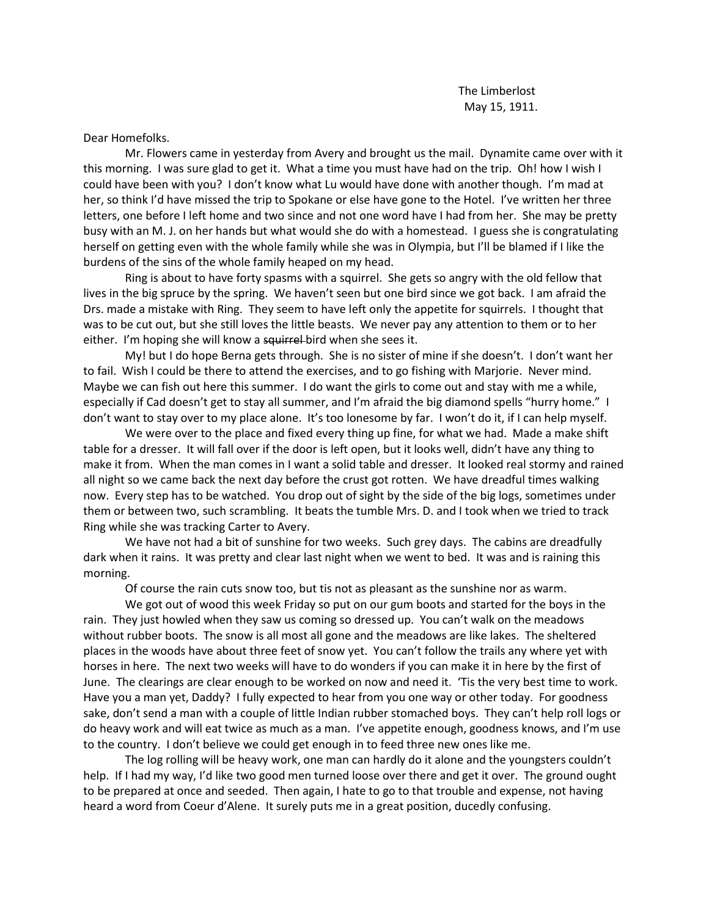The Limberlost
May 15, 1911.

Dear Homefolks.

Mr. Flowers came in yesterday from Avery and brought us the mail. Dynamite came over with it this morning. I was sure glad to get it. What a time you must have had on the trip. Oh! how I wish I could have been with you? I don't know what Lu would have done with another though. I'm mad at her, so think I'd have missed the trip to Spokane or else have gone to the Hotel. I've written her three letters, one before I left home and two since and not one word have I had from her. She may be pretty busy with an M. J. on her hands but what would she do with a homestead. I guess she is congratulating herself on getting even with the whole family while she was in Olympia, but I'll be blamed if I like the burdens of the sins of the whole family heaped on my head.

Ring is about to have forty spasms with a squirrel. She gets so angry with the old fellow that lives in the big spruce by the spring. We haven't seen but one bird since we got back. I am afraid the Drs. made a mistake with Ring. They seem to have left only the appetite for squirrels. I thought that was to be cut out, but she still loves the little beasts. We never pay any attention to them or to her either. I'm hoping she will know a ~~squirrel~~ bird when she sees it.

My! but I do hope Berna gets through. She is no sister of mine if she doesn't. I don't want her to fail. Wish I could be there to attend the exercises, and to go fishing with Marjorie. Never mind. Maybe we can fish out here this summer. I do want the girls to come out and stay with me a while, especially if Cad doesn't get to stay all summer, and I'm afraid the big diamond spells "hurry home." I don't want to stay over to my place alone. It's too lonesome by far. I won't do it, if I can help myself.

We were over to the place and fixed every thing up fine, for what we had. Made a make shift table for a dresser. It will fall over if the door is left open, but it looks well, didn't have any thing to make it from. When the man comes in I want a solid table and dresser. It looked real stormy and rained all night so we came back the next day before the crust got rotten. We have dreadful times walking now. Every step has to be watched. You drop out of sight by the side of the big logs, sometimes under them or between two, such scrambling. It beats the tumble Mrs. D. and I took when we tried to track Ring while she was tracking Carter to Avery.

We have not had a bit of sunshine for two weeks. Such grey days. The cabins are dreadfully dark when it rains. It was pretty and clear last night when we went to bed. It was and is raining this morning.

Of course the rain cuts snow too, but tis not as pleasant as the sunshine nor as warm.

We got out of wood this week Friday so put on our gum boots and started for the boys in the rain. They just howled when they saw us coming so dressed up. You can't walk on the meadows without rubber boots. The snow is all most all gone and the meadows are like lakes. The sheltered places in the woods have about three feet of snow yet. You can't follow the trails any where yet with horses in here. The next two weeks will have to do wonders if you can make it in here by the first of June. The clearings are clear enough to be worked on now and need it. 'Tis the very best time to work. Have you a man yet, Daddy? I fully expected to hear from you one way or other today. For goodness sake, don't send a man with a couple of little Indian rubber stomached boys. They can't help roll logs or do heavy work and will eat twice as much as a man. I've appetite enough, goodness knows, and I'm use to the country. I don't believe we could get enough in to feed three new ones like me.

The log rolling will be heavy work, one man can hardly do it alone and the youngsters couldn't help. If I had my way, I'd like two good men turned loose over there and get it over. The ground ought to be prepared at once and seeded. Then again, I hate to go to that trouble and expense, not having heard a word from Coeur d'Alene. It surely puts me in a great position, ducedly confusing.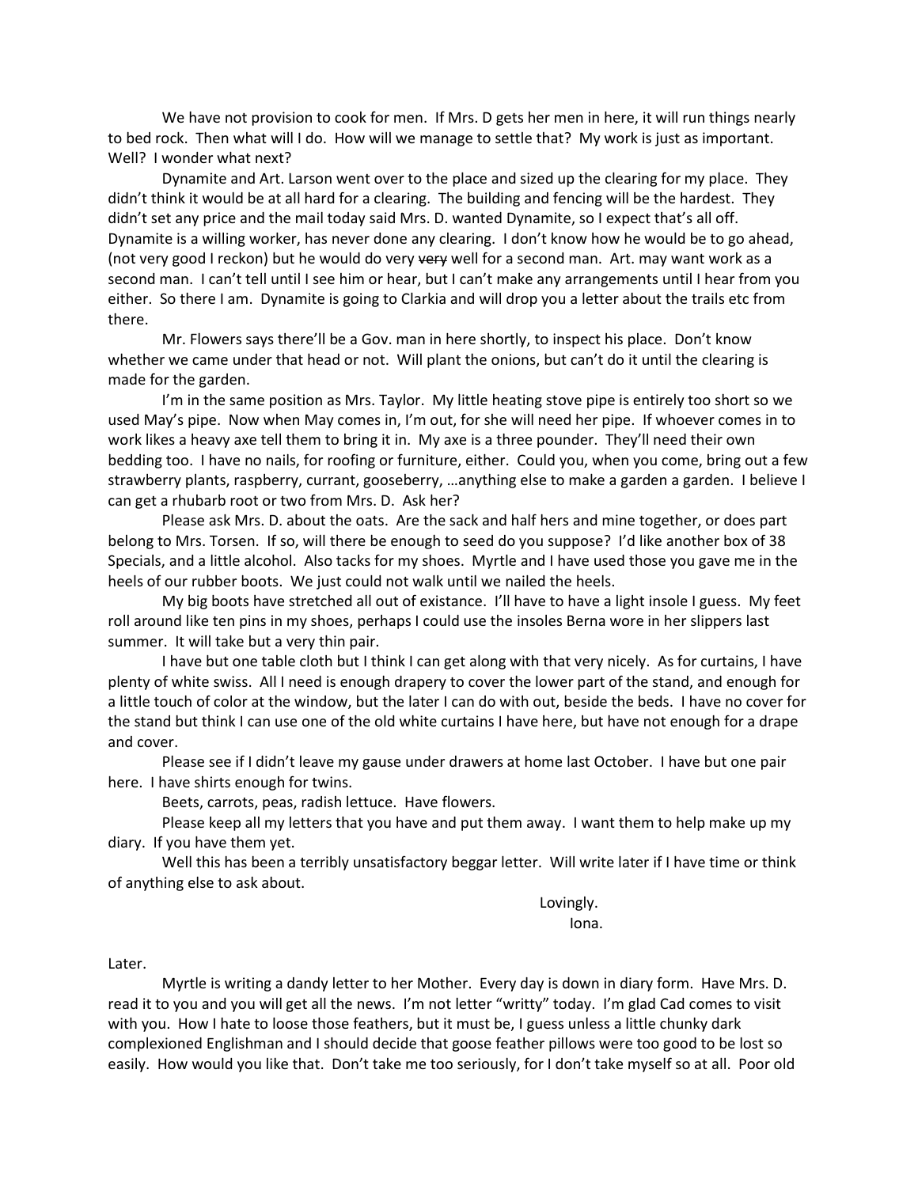We have not provision to cook for men. If Mrs. D gets her men in here, it will run things nearly to bed rock. Then what will I do. How will we manage to settle that? My work is just as important. Well? I wonder what next?

Dynamite and Art. Larson went over to the place and sized up the clearing for my place. They didn't think it would be at all hard for a clearing. The building and fencing will be the hardest. They didn't set any price and the mail today said Mrs. D. wanted Dynamite, so I expect that's all off. Dynamite is a willing worker, has never done any clearing. I don't know how he would be to go ahead, (not very good I reckon) but he would do very ~~very~~ well for a second man. Art. may want work as a second man. I can't tell until I see him or hear, but I can't make any arrangements until I hear from you either. So there I am. Dynamite is going to Clarkia and will drop you a letter about the trails etc from there.

Mr. Flowers says there'll be a Gov. man in here shortly, to inspect his place. Don't know whether we came under that head or not. Will plant the onions, but can't do it until the clearing is made for the garden.

I'm in the same position as Mrs. Taylor. My little heating stove pipe is entirely too short so we used May's pipe. Now when May comes in, I'm out, for she will need her pipe. If whoever comes in to work likes a heavy axe tell them to bring it in. My axe is a three pounder. They'll need their own bedding too. I have no nails, for roofing or furniture, either. Could you, when you come, bring out a few strawberry plants, raspberry, currant, gooseberry, …anything else to make a garden a garden. I believe I can get a rhubarb root or two from Mrs. D. Ask her?

Please ask Mrs. D. about the oats. Are the sack and half hers and mine together, or does part belong to Mrs. Torsen. If so, will there be enough to seed do you suppose? I'd like another box of 38 Specials, and a little alcohol. Also tacks for my shoes. Myrtle and I have used those you gave me in the heels of our rubber boots. We just could not walk until we nailed the heels.

My big boots have stretched all out of existance. I'll have to have a light insole I guess. My feet roll around like ten pins in my shoes, perhaps I could use the insoles Berna wore in her slippers last summer. It will take but a very thin pair.

I have but one table cloth but I think I can get along with that very nicely. As for curtains, I have plenty of white swiss. All I need is enough drapery to cover the lower part of the stand, and enough for a little touch of color at the window, but the later I can do with out, beside the beds. I have no cover for the stand but think I can use one of the old white curtains I have here, but have not enough for a drape and cover.

Please see if I didn't leave my gause under drawers at home last October. I have but one pair here. I have shirts enough for twins.

Beets, carrots, peas, radish lettuce. Have flowers.

Please keep all my letters that you have and put them away. I want them to help make up my diary. If you have them yet.

Well this has been a terribly unsatisfactory beggar letter. Will write later if I have time or think of anything else to ask about.

Lovingly.
Iona.

Later.

Myrtle is writing a dandy letter to her Mother. Every day is down in diary form. Have Mrs. D. read it to you and you will get all the news. I'm not letter "writty" today. I'm glad Cad comes to visit with you. How I hate to loose those feathers, but it must be, I guess unless a little chunky dark complexioned Englishman and I should decide that goose feather pillows were too good to be lost so easily. How would you like that. Don't take me too seriously, for I don't take myself so at all. Poor old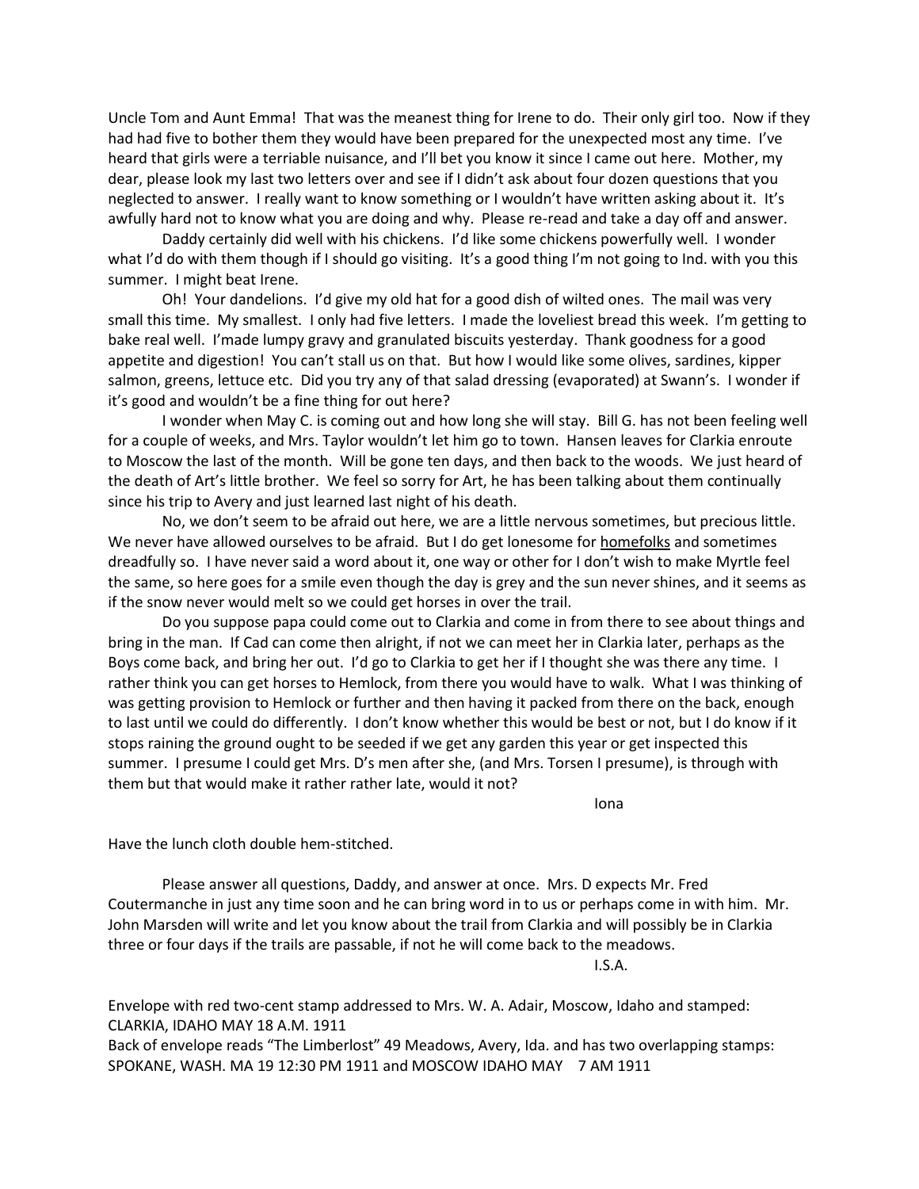Uncle Tom and Aunt Emma! That was the meanest thing for Irene to do. Their only girl too. Now if they had had five to bother them they would have been prepared for the unexpected most any time. I've heard that girls were a terrible nuisance, and I'll bet you know it since I came out here. Mother, my dear, please look my last two letters over and see if I didn't ask about four dozen questions that you neglected to answer. I really want to know something or I wouldn't have written asking about it. It's awfully hard not to know what you are doing and why. Please re-read and take a day off and answer.

Daddy certainly did well with his chickens. I'd like some chickens powerfully well. I wonder what I'd do with them though if I should go visiting. It's a good thing I'm not going to Ind. with you this summer. I might beat Irene.

Oh! Your dandelions. I'd give my old hat for a good dish of wilted ones. The mail was very small this time. My smallest. I only had five letters. I made the loveliest bread this week. I'm getting to bake real well. I'made lumpy gravy and granulated biscuits yesterday. Thank goodness for a good appetite and digestion! You can't stall us on that. But how I would like some olives, sardines, kipper salmon, greens, lettuce etc. Did you try any of that salad dressing (evaporated) at Swann's. I wonder if it's good and wouldn't be a fine thing for out here?

I wonder when May C. is coming out and how long she will stay. Bill G. has not been feeling well for a couple of weeks, and Mrs. Taylor wouldn't let him go to town. Hansen leaves for Clarkia enroute to Moscow the last of the month. Will be gone ten days, and then back to the woods. We just heard of the death of Art's little brother. We feel so sorry for Art, he has been talking about them continually since his trip to Avery and just learned last night of his death.

No, we don't seem to be afraid out here, we are a little nervous sometimes, but precious little. We never have allowed ourselves to be afraid. But I do get lonesome for <u>homefolks</u> and sometimes dreadfully so. I have never said a word about it, one way or other for I don't wish to make Myrtle feel the same, so here goes for a smile even though the day is grey and the sun never shines, and it seems as if the snow never would melt so we could get horses in over the trail.

Do you suppose papa could come out to Clarkia and come in from there to see about things and bring in the man. If Cad can come then alright, if not we can meet her in Clarkia later, perhaps as the Boys come back, and bring her out. I'd go to Clarkia to get her if I thought she was there any time. I rather think you can get horses to Hemlock, from there you would have to walk. What I was thinking of was getting provision to Hemlock or further and then having it packed from there on the back, enough to last until we could do differently. I don't know whether this would be best or not, but I do know if it stops raining the ground ought to be seeded if we get any garden this year or get inspected this summer. I presume I could get Mrs. D's men after she, (and Mrs. Torsen I presume), is through with them but that would make it rather rather late, would it not?

Iona

Have the lunch cloth double hem-stitched.

Please answer all questions, Daddy, and answer at once. Mrs. D expects Mr. Fred Coutermanche in just any time soon and he can bring word in to us or perhaps come in with him. Mr. John Marsden will write and let you know about the trail from Clarkia and will possibly be in Clarkia three or four days if the trails are passable, if not he will come back to the meadows.

I.S.A.

Envelope with red two-cent stamp addressed to Mrs. W. A. Adair, Moscow, Idaho and stamped: CLARKIA, IDAHO MAY 18 A.M. 1911

Back of envelope reads "The Limberlost" 49 Meadows, Avery, Ida. and has two overlapping stamps: SPOKANE, WASH. MA 19 12:30 PM 1911 and MOSCOW IDAHO MAY 7 AM 1911